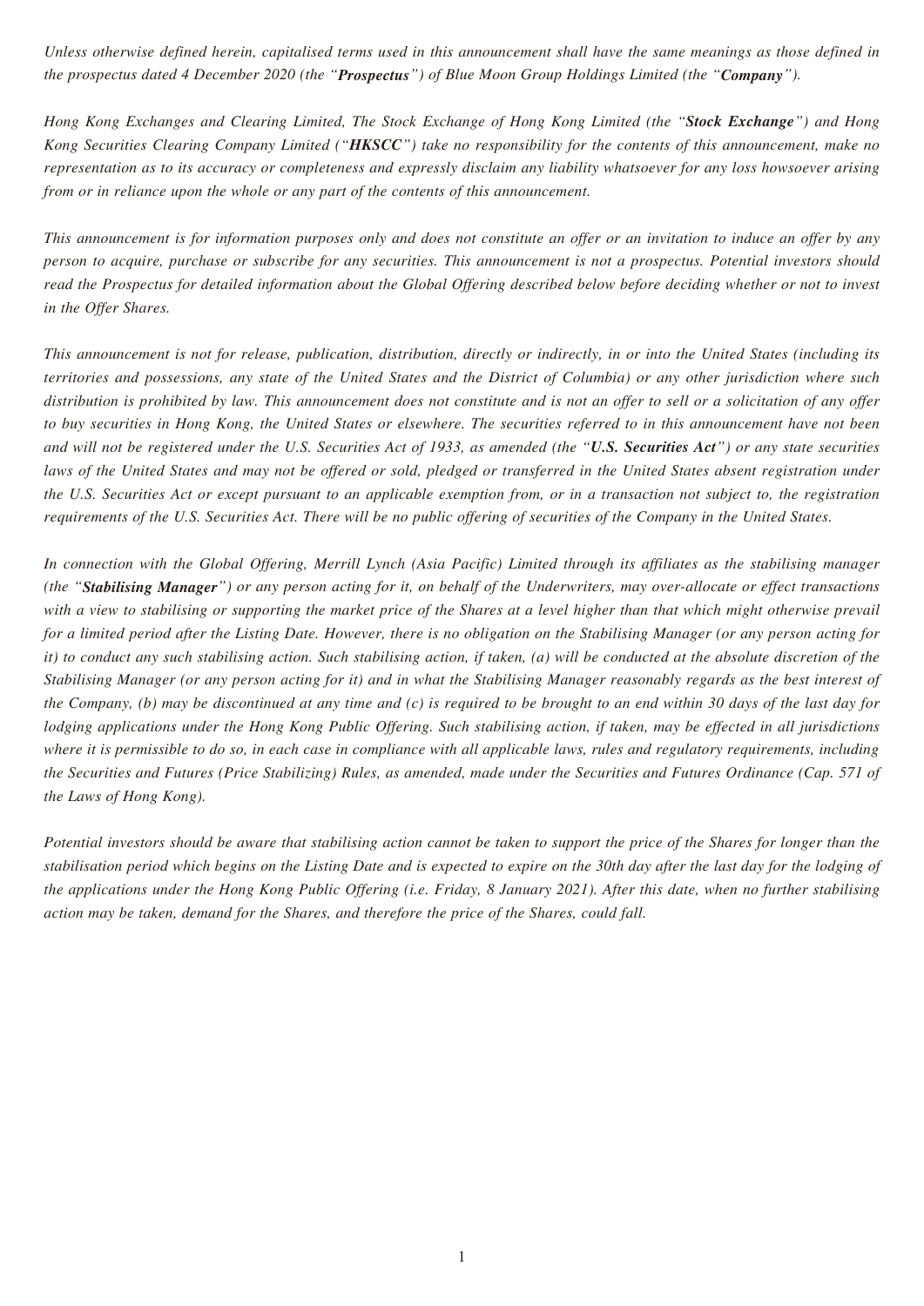*Unless otherwise defined herein, capitalised terms used in this announcement shall have the same meanings as those defined in the prospectus dated 4 December 2020 (the "**Prospectus**") of Blue Moon Group Holdings Limited (the "**Company**").*

*Hong Kong Exchanges and Clearing Limited, The Stock Exchange of Hong Kong Limited (the "**Stock Exchange**") and Hong Kong Securities Clearing Company Limited ("**HKSCC**") take no responsibility for the contents of this announcement, make no representation as to its accuracy or completeness and expressly disclaim any liability whatsoever for any loss howsoever arising from or in reliance upon the whole or any part of the contents of this announcement.*

*This announcement is for information purposes only and does not constitute an offer or an invitation to induce an offer by any person to acquire, purchase or subscribe for any securities. This announcement is not a prospectus. Potential investors should read the Prospectus for detailed information about the Global Offering described below before deciding whether or not to invest in the Offer Shares.*

*This announcement is not for release, publication, distribution, directly or indirectly, in or into the United States (including its territories and possessions, any state of the United States and the District of Columbia) or any other jurisdiction where such distribution is prohibited by law. This announcement does not constitute and is not an offer to sell or a solicitation of any offer to buy securities in Hong Kong, the United States or elsewhere. The securities referred to in this announcement have not been and will not be registered under the U.S. Securities Act of 1933, as amended (the "**U.S. Securities Act**") or any state securities laws of the United States and may not be offered or sold, pledged or transferred in the United States absent registration under the U.S. Securities Act or except pursuant to an applicable exemption from, or in a transaction not subject to, the registration requirements of the U.S. Securities Act. There will be no public offering of securities of the Company in the United States.*

*In connection with the Global Offering, Merrill Lynch (Asia Pacific) Limited through its affiliates as the stabilising manager (the "**Stabilising Manager**") or any person acting for it, on behalf of the Underwriters, may over-allocate or effect transactions with a view to stabilising or supporting the market price of the Shares at a level higher than that which might otherwise prevail for a limited period after the Listing Date. However, there is no obligation on the Stabilising Manager (or any person acting for it) to conduct any such stabilising action. Such stabilising action, if taken, (a) will be conducted at the absolute discretion of the Stabilising Manager (or any person acting for it) and in what the Stabilising Manager reasonably regards as the best interest of the Company, (b) may be discontinued at any time and (c) is required to be brought to an end within 30 days of the last day for lodging of applications under the Hong Kong Public Offering. Such stabilising action, if taken, may be effected in all jurisdictions where it is permissible to do so, in each case in compliance with all applicable laws, rules and regulatory requirements, including the Securities and Futures (Price Stabilizing) Rules, as amended, made under the Securities and Futures Ordinance (Cap. 571 of the Laws of Hong Kong).*

*Potential investors should be aware that stabilising action cannot be taken to support the price of the Shares for longer than the stabilisation period which begins on the Listing Date and is expected to expire on the 30th day after the last day for the lodging of the applications under the Hong Kong Public Offering (i.e. Friday, 8 January 2021). After this date, when no further stabilising action may be taken, demand for the Shares, and therefore the price of the Shares, could fall.*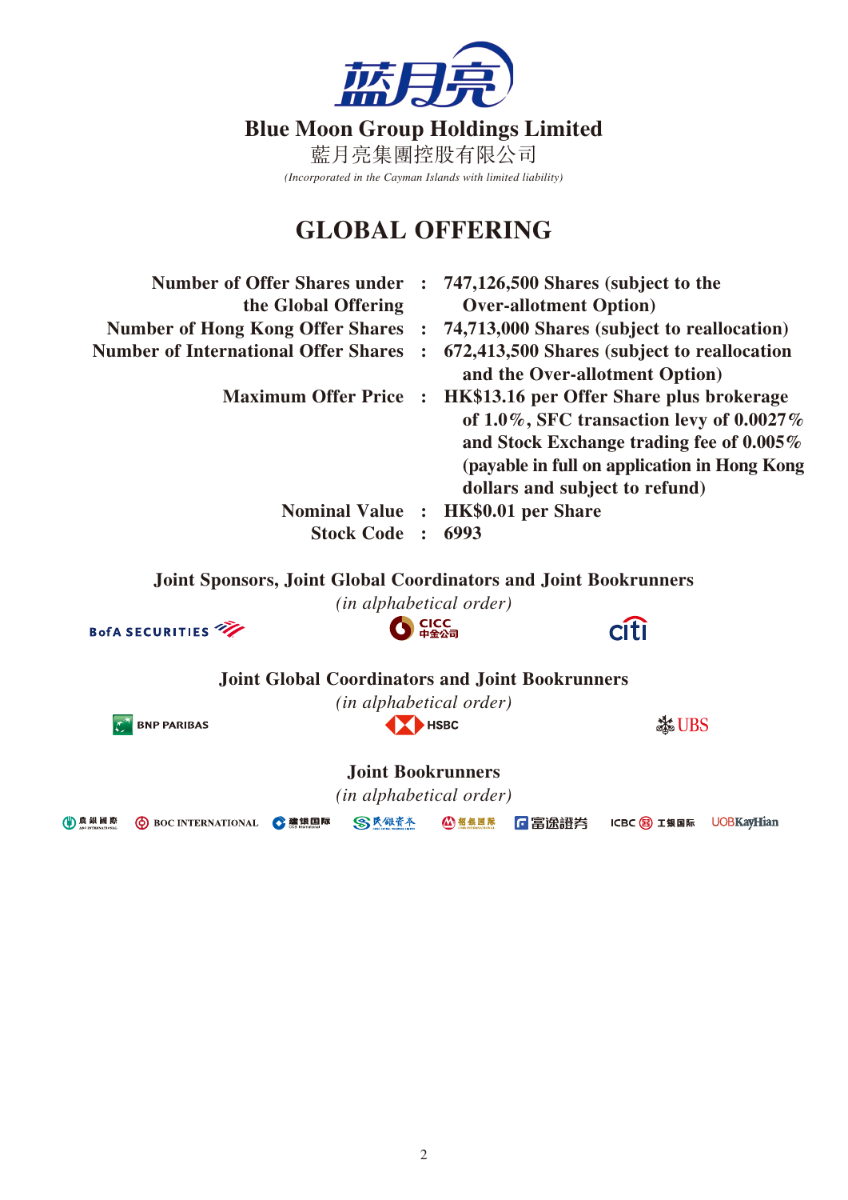**Blue Moon Group Holdings Limited**

藍月亮集團控股有限公司

*(Incorporated in the Cayman Islands with limited liability)*

# GLOBAL OFFERING

| | | |
|---|---|---|
| **Number of Offer Shares under the Global Offering** | **:** | **747,126,500 Shares (subject to the Over-allotment Option)** |
| **Number of Hong Kong Offer Shares** | **:** | **74,713,000 Shares (subject to reallocation)** |
| **Number of International Offer Shares** | **:** | **672,413,500 Shares (subject to reallocation and the Over-allotment Option)** |
| **Maximum Offer Price** | **:** | **HK$13.16 per Offer Share plus brokerage of 1.0%, SFC transaction levy of 0.0027% and Stock Exchange trading fee of 0.005% (payable in full on application in Hong Kong dollars and subject to refund)** |
| **Nominal Value** | **:** | **HK$0.01 per Share** |
| **Stock Code** | **:** | **6993** |

**Joint Sponsors, Joint Global Coordinators and Joint Bookrunners**

*(in alphabetical order)*

BofA SECURITIES　CICC 中金公司　citi

**Joint Global Coordinators and Joint Bookrunners**

*(in alphabetical order)*

BNP PARIBAS　HSBC　UBS

**Joint Bookrunners**

*(in alphabetical order)*

農銀國際　BOC INTERNATIONAL　建銀国际　民銀資本　招銀国际　富途證券　ICBC 工银国际　UOBKayHian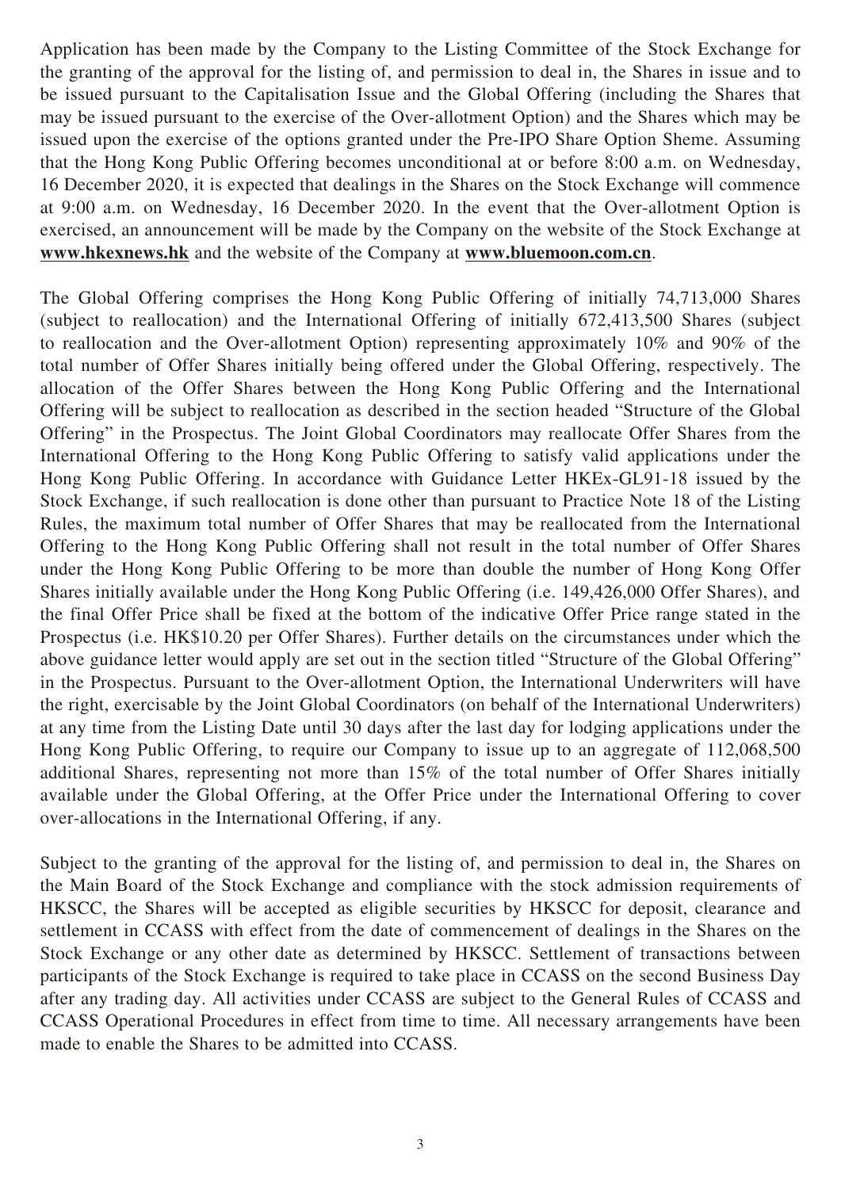Application has been made by the Company to the Listing Committee of the Stock Exchange for the granting of the approval for the listing of, and permission to deal in, the Shares in issue and to be issued pursuant to the Capitalisation Issue and the Global Offering (including the Shares that may be issued pursuant to the exercise of the Over-allotment Option) and the Shares which may be issued upon the exercise of the options granted under the Pre-IPO Share Option Sheme. Assuming that the Hong Kong Public Offering becomes unconditional at or before 8:00 a.m. on Wednesday, 16 December 2020, it is expected that dealings in the Shares on the Stock Exchange will commence at 9:00 a.m. on Wednesday, 16 December 2020. In the event that the Over-allotment Option is exercised, an announcement will be made by the Company on the website of the Stock Exchange at **www.hkexnews.hk** and the website of the Company at **www.bluemoon.com.cn**.

The Global Offering comprises the Hong Kong Public Offering of initially 74,713,000 Shares (subject to reallocation) and the International Offering of initially 672,413,500 Shares (subject to reallocation and the Over-allotment Option) representing approximately 10% and 90% of the total number of Offer Shares initially being offered under the Global Offering, respectively. The allocation of the Offer Shares between the Hong Kong Public Offering and the International Offering will be subject to reallocation as described in the section headed "Structure of the Global Offering" in the Prospectus. The Joint Global Coordinators may reallocate Offer Shares from the International Offering to the Hong Kong Public Offering to satisfy valid applications under the Hong Kong Public Offering. In accordance with Guidance Letter HKEx-GL91-18 issued by the Stock Exchange, if such reallocation is done other than pursuant to Practice Note 18 of the Listing Rules, the maximum total number of Offer Shares that may be reallocated from the International Offering to the Hong Kong Public Offering shall not result in the total number of Offer Shares under the Hong Kong Public Offering to be more than double the number of Hong Kong Offer Shares initially available under the Hong Kong Public Offering (i.e. 149,426,000 Offer Shares), and the final Offer Price shall be fixed at the bottom of the indicative Offer Price range stated in the Prospectus (i.e. HK$10.20 per Offer Shares). Further details on the circumstances under which the above guidance letter would apply are set out in the section titled "Structure of the Global Offering" in the Prospectus. Pursuant to the Over-allotment Option, the International Underwriters will have the right, exercisable by the Joint Global Coordinators (on behalf of the International Underwriters) at any time from the Listing Date until 30 days after the last day for lodging applications under the Hong Kong Public Offering, to require our Company to issue up to an aggregate of 112,068,500 additional Shares, representing not more than 15% of the total number of Offer Shares initially available under the Global Offering, at the Offer Price under the International Offering to cover over-allocations in the International Offering, if any.

Subject to the granting of the approval for the listing of, and permission to deal in, the Shares on the Main Board of the Stock Exchange and compliance with the stock admission requirements of HKSCC, the Shares will be accepted as eligible securities by HKSCC for deposit, clearance and settlement in CCASS with effect from the date of commencement of dealings in the Shares on the Stock Exchange or any other date as determined by HKSCC. Settlement of transactions between participants of the Stock Exchange is required to take place in CCASS on the second Business Day after any trading day. All activities under CCASS are subject to the General Rules of CCASS and CCASS Operational Procedures in effect from time to time. All necessary arrangements have been made to enable the Shares to be admitted into CCASS.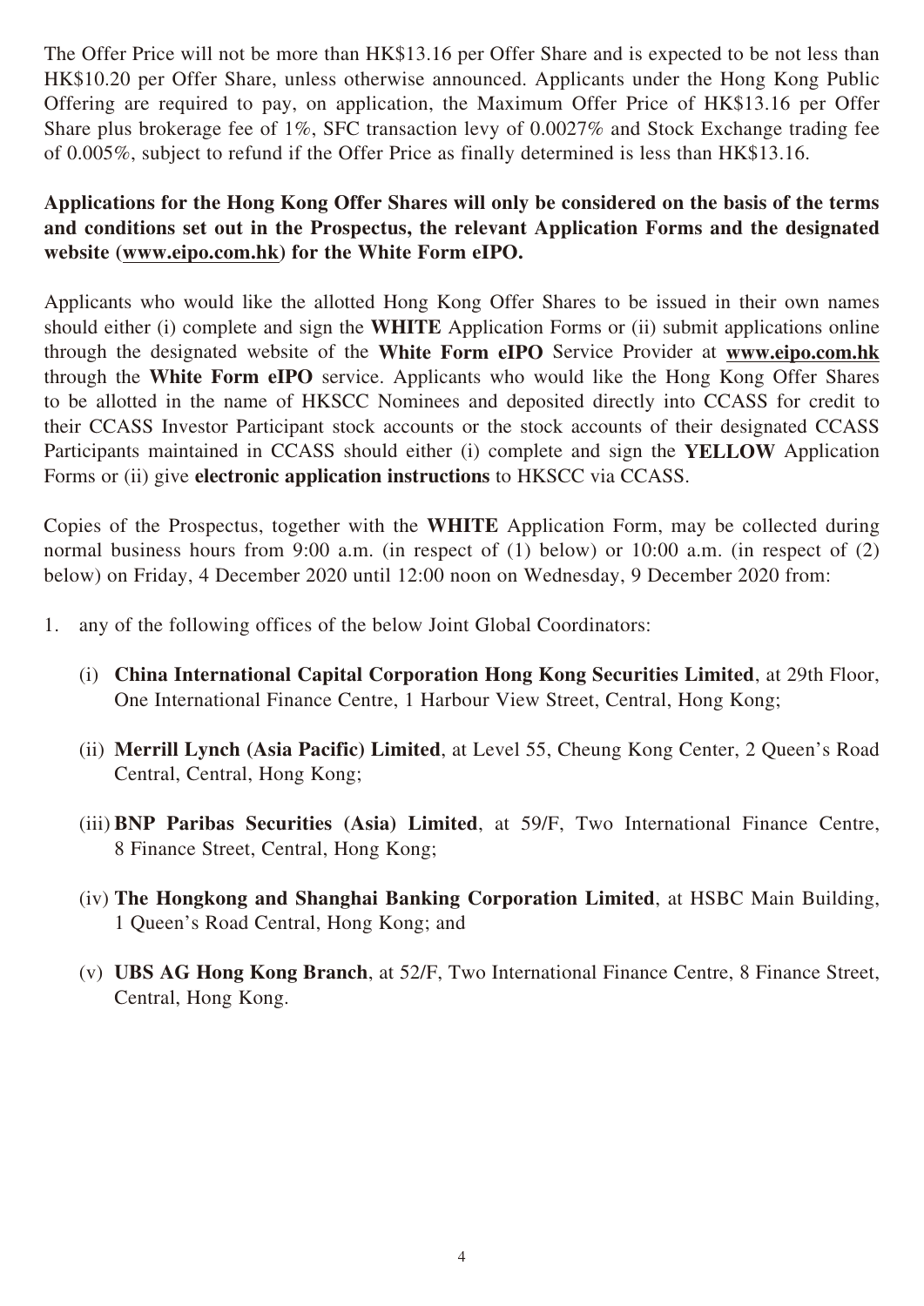The Offer Price will not be more than HK$13.16 per Offer Share and is expected to be not less than HK$10.20 per Offer Share, unless otherwise announced. Applicants under the Hong Kong Public Offering are required to pay, on application, the Maximum Offer Price of HK$13.16 per Offer Share plus brokerage fee of 1%, SFC transaction levy of 0.0027% and Stock Exchange trading fee of 0.005%, subject to refund if the Offer Price as finally determined is less than HK$13.16.

**Applications for the Hong Kong Offer Shares will only be considered on the basis of the terms and conditions set out in the Prospectus, the relevant Application Forms and the designated website (www.eipo.com.hk) for the White Form eIPO.**

Applicants who would like the allotted Hong Kong Offer Shares to be issued in their own names should either (i) complete and sign the **WHITE** Application Forms or (ii) submit applications online through the designated website of the **White Form eIPO** Service Provider at **www.eipo.com.hk** through the **White Form eIPO** service. Applicants who would like the Hong Kong Offer Shares to be allotted in the name of HKSCC Nominees and deposited directly into CCASS for credit to their CCASS Investor Participant stock accounts or the stock accounts of their designated CCASS Participants maintained in CCASS should either (i) complete and sign the **YELLOW** Application Forms or (ii) give **electronic application instructions** to HKSCC via CCASS.

Copies of the Prospectus, together with the **WHITE** Application Form, may be collected during normal business hours from 9:00 a.m. (in respect of (1) below) or 10:00 a.m. (in respect of (2) below) on Friday, 4 December 2020 until 12:00 noon on Wednesday, 9 December 2020 from:

1. any of the following offices of the below Joint Global Coordinators:

   (i) **China International Capital Corporation Hong Kong Securities Limited**, at 29th Floor, One International Finance Centre, 1 Harbour View Street, Central, Hong Kong;

   (ii) **Merrill Lynch (Asia Pacific) Limited**, at Level 55, Cheung Kong Center, 2 Queen's Road Central, Central, Hong Kong;

   (iii) **BNP Paribas Securities (Asia) Limited**, at 59/F, Two International Finance Centre, 8 Finance Street, Central, Hong Kong;

   (iv) **The Hongkong and Shanghai Banking Corporation Limited**, at HSBC Main Building, 1 Queen's Road Central, Hong Kong; and

   (v) **UBS AG Hong Kong Branch**, at 52/F, Two International Finance Centre, 8 Finance Street, Central, Hong Kong.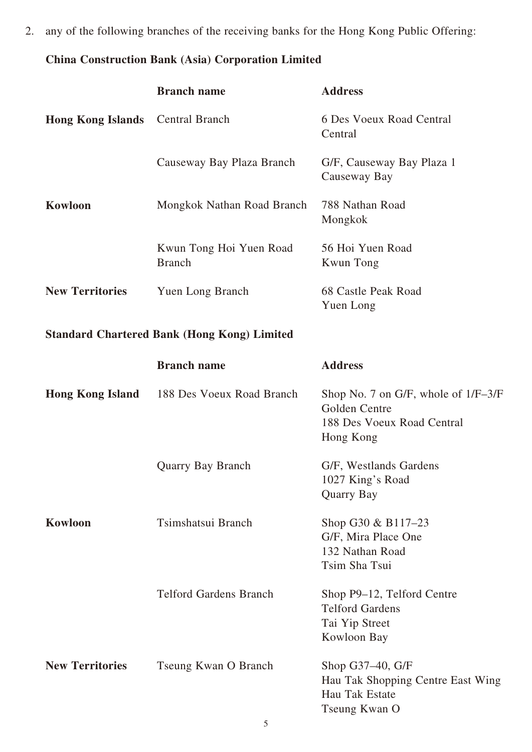2. any of the following branches of the receiving banks for the Hong Kong Public Offering:

**China Construction Bank (Asia) Corporation Limited**

| | **Branch name** | **Address** |
|---|---|---|
| **Hong Kong Islands** | Central Branch | 6 Des Voeux Road Central Central |
| | Causeway Bay Plaza Branch | G/F, Causeway Bay Plaza 1 Causeway Bay |
| **Kowloon** | Mongkok Nathan Road Branch | 788 Nathan Road Mongkok |
| | Kwun Tong Hoi Yuen Road Branch | 56 Hoi Yuen Road Kwun Tong |
| **New Territories** | Yuen Long Branch | 68 Castle Peak Road Yuen Long |

**Standard Chartered Bank (Hong Kong) Limited**

| | **Branch name** | **Address** |
|---|---|---|
| **Hong Kong Island** | 188 Des Voeux Road Branch | Shop No. 7 on G/F, whole of 1/F–3/F Golden Centre 188 Des Voeux Road Central Hong Kong |
| | Quarry Bay Branch | G/F, Westlands Gardens 1027 King's Road Quarry Bay |
| **Kowloon** | Tsimshatsui Branch | Shop G30 & B117–23 G/F, Mira Place One 132 Nathan Road Tsim Sha Tsui |
| | Telford Gardens Branch | Shop P9–12, Telford Centre Telford Gardens Tai Yip Street Kowloon Bay |
| **New Territories** | Tseung Kwan O Branch | Shop G37–40, G/F Hau Tak Shopping Centre East Wing Hau Tak Estate Tseung Kwan O |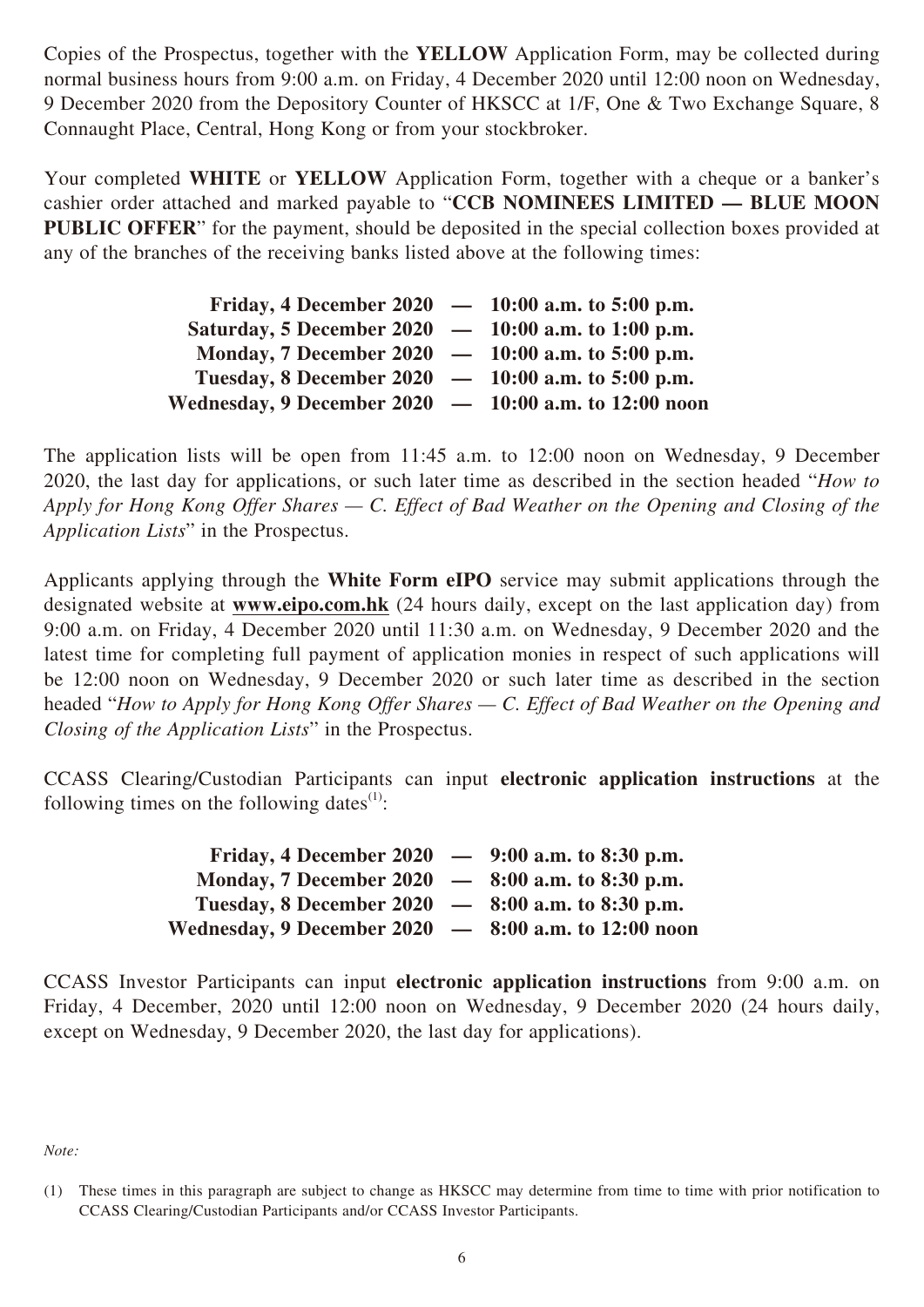Copies of the Prospectus, together with the **YELLOW** Application Form, may be collected during normal business hours from 9:00 a.m. on Friday, 4 December 2020 until 12:00 noon on Wednesday, 9 December 2020 from the Depository Counter of HKSCC at 1/F, One & Two Exchange Square, 8 Connaught Place, Central, Hong Kong or from your stockbroker.

Your completed **WHITE** or **YELLOW** Application Form, together with a cheque or a banker's cashier order attached and marked payable to "**CCB NOMINEES LIMITED — BLUE MOON PUBLIC OFFER**" for the payment, should be deposited in the special collection boxes provided at any of the branches of the receiving banks listed above at the following times:

**Friday, 4 December 2020 — 10:00 a.m. to 5:00 p.m.**
**Saturday, 5 December 2020 — 10:00 a.m. to 1:00 p.m.**
**Monday, 7 December 2020 — 10:00 a.m. to 5:00 p.m.**
**Tuesday, 8 December 2020 — 10:00 a.m. to 5:00 p.m.**
**Wednesday, 9 December 2020 — 10:00 a.m. to 12:00 noon**

The application lists will be open from 11:45 a.m. to 12:00 noon on Wednesday, 9 December 2020, the last day for applications, or such later time as described in the section headed "*How to Apply for Hong Kong Offer Shares — C. Effect of Bad Weather on the Opening and Closing of the Application Lists*" in the Prospectus.

Applicants applying through the **White Form eIPO** service may submit applications through the designated website at **www.eipo.com.hk** (24 hours daily, except on the last application day) from 9:00 a.m. on Friday, 4 December 2020 until 11:30 a.m. on Wednesday, 9 December 2020 and the latest time for completing full payment of application monies in respect of such applications will be 12:00 noon on Wednesday, 9 December 2020 or such later time as described in the section headed "*How to Apply for Hong Kong Offer Shares — C. Effect of Bad Weather on the Opening and Closing of the Application Lists*" in the Prospectus.

CCASS Clearing/Custodian Participants can input **electronic application instructions** at the following times on the following dates[1]:

**Friday, 4 December 2020 — 9:00 a.m. to 8:30 p.m.**
**Monday, 7 December 2020 — 8:00 a.m. to 8:30 p.m.**
**Tuesday, 8 December 2020 — 8:00 a.m. to 8:30 p.m.**
**Wednesday, 9 December 2020 — 8:00 a.m. to 12:00 noon**

CCASS Investor Participants can input **electronic application instructions** from 9:00 a.m. on Friday, 4 December, 2020 until 12:00 noon on Wednesday, 9 December 2020 (24 hours daily, except on Wednesday, 9 December 2020, the last day for applications).

*Note:*

(1) These times in this paragraph are subject to change as HKSCC may determine from time to time with prior notification to CCASS Clearing/Custodian Participants and/or CCASS Investor Participants.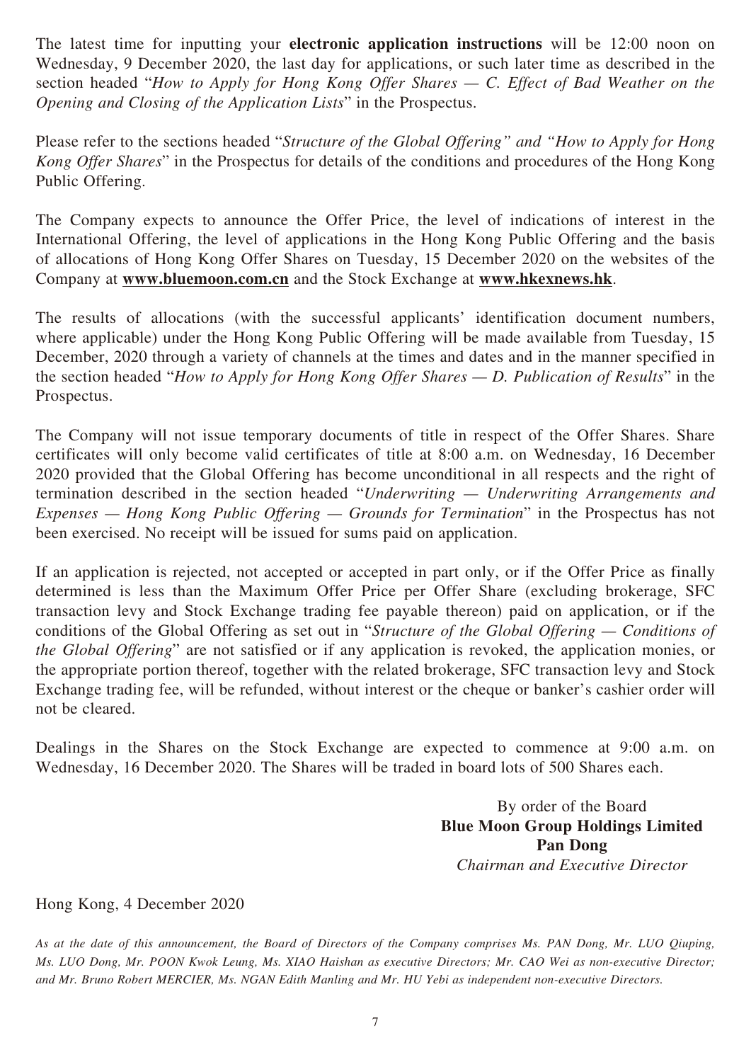The latest time for inputting your **electronic application instructions** will be 12:00 noon on Wednesday, 9 December 2020, the last day for applications, or such later time as described in the section headed "*How to Apply for Hong Kong Offer Shares — C. Effect of Bad Weather on the Opening and Closing of the Application Lists*" in the Prospectus.

Please refer to the sections headed "*Structure of the Global Offering" and "How to Apply for Hong Kong Offer Shares*" in the Prospectus for details of the conditions and procedures of the Hong Kong Public Offering.

The Company expects to announce the Offer Price, the level of indications of interest in the International Offering, the level of applications in the Hong Kong Public Offering and the basis of allocations of Hong Kong Offer Shares on Tuesday, 15 December 2020 on the websites of the Company at **www.bluemoon.com.cn** and the Stock Exchange at **www.hkexnews.hk**.

The results of allocations (with the successful applicants' identification document numbers, where applicable) under the Hong Kong Public Offering will be made available from Tuesday, 15 December, 2020 through a variety of channels at the times and dates and in the manner specified in the section headed "*How to Apply for Hong Kong Offer Shares — D. Publication of Results*" in the Prospectus.

The Company will not issue temporary documents of title in respect of the Offer Shares. Share certificates will only become valid certificates of title at 8:00 a.m. on Wednesday, 16 December 2020 provided that the Global Offering has become unconditional in all respects and the right of termination described in the section headed "*Underwriting — Underwriting Arrangements and Expenses — Hong Kong Public Offering — Grounds for Termination*" in the Prospectus has not been exercised. No receipt will be issued for sums paid on application.

If an application is rejected, not accepted or accepted in part only, or if the Offer Price as finally determined is less than the Maximum Offer Price per Offer Share (excluding brokerage, SFC transaction levy and Stock Exchange trading fee payable thereon) paid on application, or if the conditions of the Global Offering as set out in "*Structure of the Global Offering — Conditions of the Global Offering*" are not satisfied or if any application is revoked, the application monies, or the appropriate portion thereof, together with the related brokerage, SFC transaction levy and Stock Exchange trading fee, will be refunded, without interest or the cheque or banker's cashier order will not be cleared.

Dealings in the Shares on the Stock Exchange are expected to commence at 9:00 a.m. on Wednesday, 16 December 2020. The Shares will be traded in board lots of 500 Shares each.

By order of the Board
**Blue Moon Group Holdings Limited**
**Pan Dong**
*Chairman and Executive Director*

Hong Kong, 4 December 2020

*As at the date of this announcement, the Board of Directors of the Company comprises Ms. PAN Dong, Mr. LUO Qiuping, Ms. LUO Dong, Mr. POON Kwok Leung, Ms. XIAO Haishan as executive Directors; Mr. CAO Wei as non-executive Director; and Mr. Bruno Robert MERCIER, Ms. NGAN Edith Manling and Mr. HU Yebi as independent non-executive Directors.*